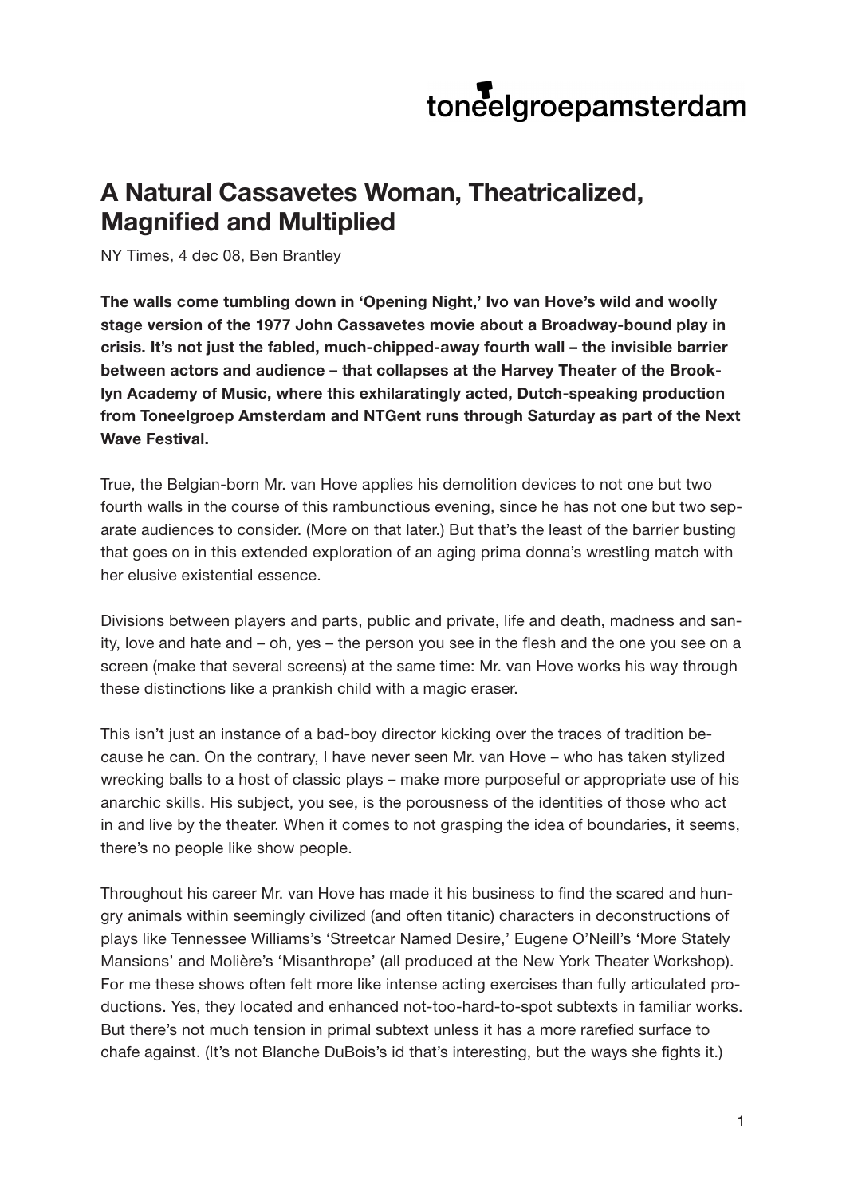toneelgroepamsterdam

# A Natural Cassavetes Woman, Theatricalized, Magnified and Multiplied

NY Times, 4 dec 08, Ben Brantley

**The walls come tumbling down in 'Opening Night,' Ivo van Hove's wild and woolly stage version of the 1977 John Cassavetes movie about a Broadway-bound play in crisis. It's not just the fabled, much-chipped-away fourth wall – the invisible barrier between actors and audience – that collapses at the Harvey Theater of the Brooklyn Academy of Music, where this exhilaratingly acted, Dutch-speaking production from Toneelgroep Amsterdam and NTGent runs through Saturday as part of the Next Wave Festival.**

True, the Belgian-born Mr. van Hove applies his demolition devices to not one but two fourth walls in the course of this rambunctious evening, since he has not one but two separate audiences to consider. (More on that later.) But that's the least of the barrier busting that goes on in this extended exploration of an aging prima donna's wrestling match with her elusive existential essence.

Divisions between players and parts, public and private, life and death, madness and sanity, love and hate and – oh, yes – the person you see in the flesh and the one you see on a screen (make that several screens) at the same time: Mr. van Hove works his way through these distinctions like a prankish child with a magic eraser.

This isn't just an instance of a bad-boy director kicking over the traces of tradition because he can. On the contrary, I have never seen Mr. van Hove – who has taken stylized wrecking balls to a host of classic plays – make more purposeful or appropriate use of his anarchic skills. His subject, you see, is the porousness of the identities of those who act in and live by the theater. When it comes to not grasping the idea of boundaries, it seems, there's no people like show people.

Throughout his career Mr. van Hove has made it his business to find the scared and hungry animals within seemingly civilized (and often titanic) characters in deconstructions of plays like Tennessee Williams's 'Streetcar Named Desire,' Eugene O'Neill's 'More Stately Mansions' and Molière's 'Misanthrope' (all produced at the New York Theater Workshop). For me these shows often felt more like intense acting exercises than fully articulated productions. Yes, they located and enhanced not-too-hard-to-spot subtexts in familiar works. But there's not much tension in primal subtext unless it has a more rarefied surface to chafe against. (It's not Blanche DuBois's id that's interesting, but the ways she fights it.)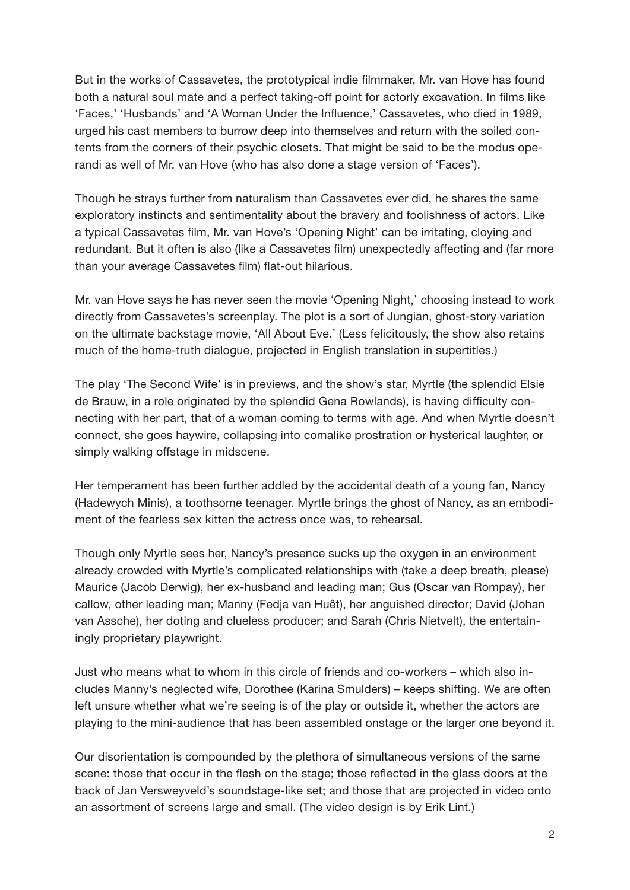But in the works of Cassavetes, the prototypical indie filmmaker, Mr. van Hove has found both a natural soul mate and a perfect taking-off point for actorly excavation. In films like 'Faces,' 'Husbands' and 'A Woman Under the Influence,' Cassavetes, who died in 1989, urged his cast members to burrow deep into themselves and return with the soiled contents from the corners of their psychic closets. That might be said to be the modus operandi as well of Mr. van Hove (who has also done a stage version of 'Faces').

Though he strays further from naturalism than Cassavetes ever did, he shares the same exploratory instincts and sentimentality about the bravery and foolishness of actors. Like a typical Cassavetes film, Mr. van Hove's 'Opening Night' can be irritating, cloying and redundant. But it often is also (like a Cassavetes film) unexpectedly affecting and (far more than your average Cassavetes film) flat-out hilarious.

Mr. van Hove says he has never seen the movie 'Opening Night,' choosing instead to work directly from Cassavetes's screenplay. The plot is a sort of Jungian, ghost-story variation on the ultimate backstage movie, 'All About Eve.' (Less felicitously, the show also retains much of the home-truth dialogue, projected in English translation in supertitles.)

The play 'The Second Wife' is in previews, and the show's star, Myrtle (the splendid Elsie de Brauw, in a role originated by the splendid Gena Rowlands), is having difficulty connecting with her part, that of a woman coming to terms with age. And when Myrtle doesn't connect, she goes haywire, collapsing into comalike prostration or hysterical laughter, or simply walking offstage in midscene.

Her temperament has been further addled by the accidental death of a young fan, Nancy (Hadewych Minis), a toothsome teenager. Myrtle brings the ghost of Nancy, as an embodiment of the fearless sex kitten the actress once was, to rehearsal.

Though only Myrtle sees her, Nancy's presence sucks up the oxygen in an environment already crowded with Myrtle's complicated relationships with (take a deep breath, please) Maurice (Jacob Derwig), her ex-husband and leading man; Gus (Oscar van Rompay), her callow, other leading man; Manny (Fedja van Huêt), her anguished director; David (Johan van Assche), her doting and clueless producer; and Sarah (Chris Nietvelt), the entertainingly proprietary playwright.

Just who means what to whom in this circle of friends and co-workers – which also includes Manny's neglected wife, Dorothee (Karina Smulders) – keeps shifting. We are often left unsure whether what we're seeing is of the play or outside it, whether the actors are playing to the mini-audience that has been assembled onstage or the larger one beyond it.

Our disorientation is compounded by the plethora of simultaneous versions of the same scene: those that occur in the flesh on the stage; those reflected in the glass doors at the back of Jan Versweyveld's soundstage-like set; and those that are projected in video onto an assortment of screens large and small. (The video design is by Erik Lint.)